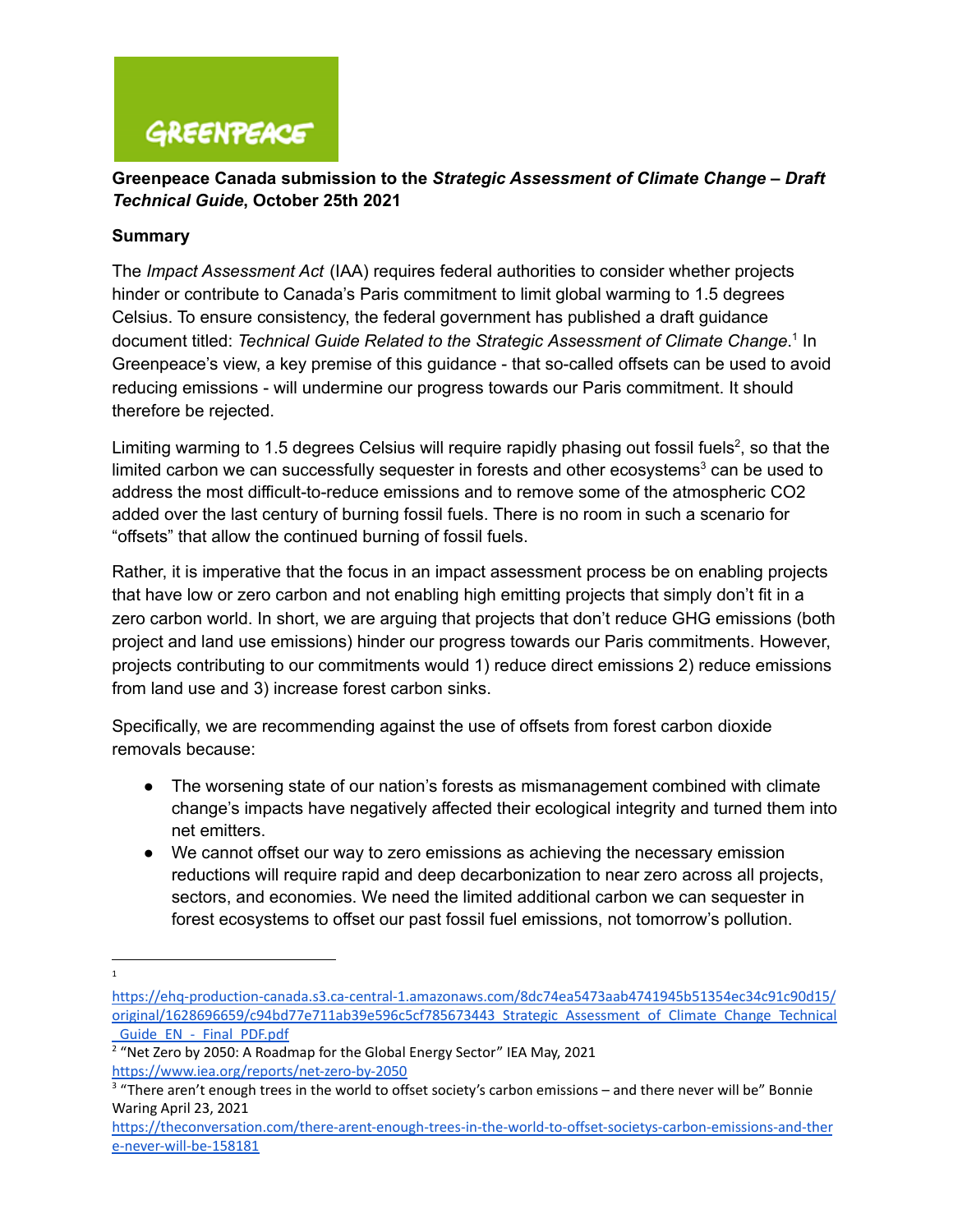GREENPEACE

**Greenpeace Canada submission to the *Strategic Assessment of Climate Change – Draft Technical Guide*, October 25th 2021**

**Summary**

The *Impact Assessment Act* (IAA) requires federal authorities to consider whether projects hinder or contribute to Canada's Paris commitment to limit global warming to 1.5 degrees Celsius. To ensure consistency, the federal government has published a draft guidance document titled: *Technical Guide Related to the Strategic Assessment of Climate Change*.[1] In Greenpeace's view, a key premise of this guidance - that so-called offsets can be used to avoid reducing emissions - will undermine our progress towards our Paris commitment. It should therefore be rejected.

Limiting warming to 1.5 degrees Celsius will require rapidly phasing out fossil fuels[2], so that the limited carbon we can successfully sequester in forests and other ecosystems[3] can be used to address the most difficult-to-reduce emissions and to remove some of the atmospheric CO2 added over the last century of burning fossil fuels. There is no room in such a scenario for "offsets" that allow the continued burning of fossil fuels.

Rather, it is imperative that the focus in an impact assessment process be on enabling projects that have low or zero carbon and not enabling high emitting projects that simply don't fit in a zero carbon world. In short, we are arguing that projects that don't reduce GHG emissions (both project and land use emissions) hinder our progress towards our Paris commitments. However, projects contributing to our commitments would 1) reduce direct emissions 2) reduce emissions from land use and 3) increase forest carbon sinks.

Specifically, we are recommending against the use of offsets from forest carbon dioxide removals because:

- The worsening state of our nation's forests as mismanagement combined with climate change's impacts have negatively affected their ecological integrity and turned them into net emitters.
- We cannot offset our way to zero emissions as achieving the necessary emission reductions will require rapid and deep decarbonization to near zero across all projects, sectors, and economies. We need the limited additional carbon we can sequester in forest ecosystems to offset our past fossil fuel emissions, not tomorrow's pollution.

---

[1] https://ehq-production-canada.s3.ca-central-1.amazonaws.com/8dc74ea5473aab4741945b51354ec34c91c90d15/original/1628696659/c94bd77e711ab39e596c5cf785673443_Strategic_Assessment_of_Climate_Change_Technical_Guide_EN_-_Final_PDF.pdf

[2] "Net Zero by 2050: A Roadmap for the Global Energy Sector" IEA May, 2021 https://www.iea.org/reports/net-zero-by-2050

[3] "There aren't enough trees in the world to offset society's carbon emissions – and there never will be" Bonnie Waring April 23, 2021 https://theconversation.com/there-arent-enough-trees-in-the-world-to-offset-societys-carbon-emissions-and-there-never-will-be-158181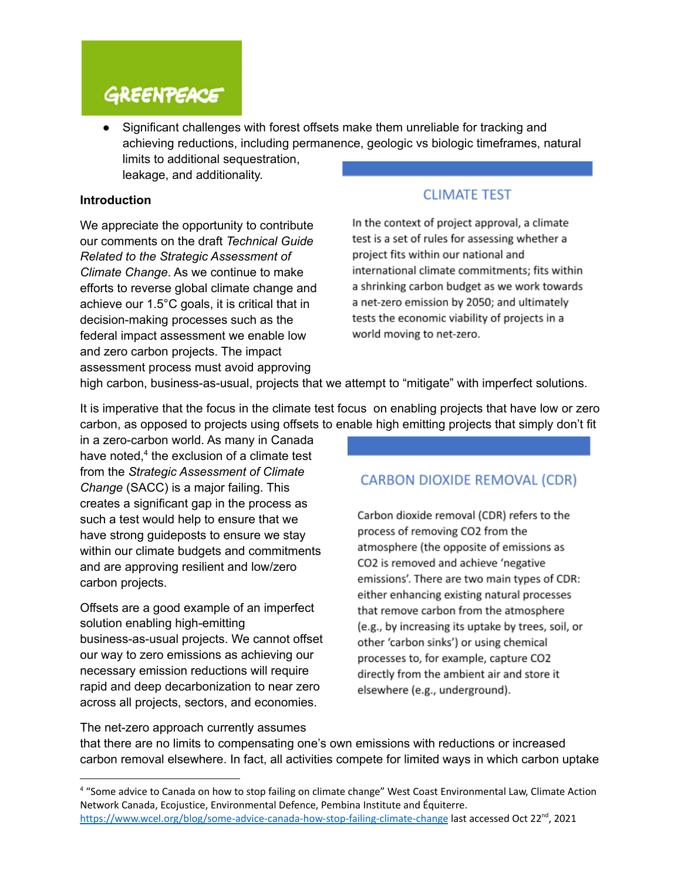GREENPEACE

- Significant challenges with forest offsets make them unreliable for tracking and achieving reductions, including permanence, geologic vs biologic timeframes, natural limits to additional sequestration, leakage, and additionality.

**Introduction**

We appreciate the opportunity to contribute our comments on the draft *Technical Guide Related to the Strategic Assessment of Climate Change*. As we continue to make efforts to reverse global climate change and achieve our 1.5°C goals, it is critical that in decision-making processes such as the federal impact assessment we enable low and zero carbon projects. The impact assessment process must avoid approving high carbon, business-as-usual, projects that we attempt to "mitigate" with imperfect solutions.

It is imperative that the focus in the climate test focus on enabling projects that have low or zero carbon, as opposed to projects using offsets to enable high emitting projects that simply don't fit in a zero-carbon world. As many in Canada have noted,[4] the exclusion of a climate test from the *Strategic Assessment of Climate Change* (SACC) is a major failing. This creates a significant gap in the process as such a test would help to ensure that we have strong guideposts to ensure we stay within our climate budgets and commitments and are approving resilient and low/zero carbon projects.

Offsets are a good example of an imperfect solution enabling high-emitting business-as-usual projects. We cannot offset our way to zero emissions as achieving our necessary emission reductions will require rapid and deep decarbonization to near zero across all projects, sectors, and economies.

The net-zero approach currently assumes that there are no limits to compensating one's own emissions with reductions or increased carbon removal elsewhere. In fact, all activities compete for limited ways in which carbon uptake

> **CLIMATE TEST**
>
> In the context of project approval, a climate test is a set of rules for assessing whether a project fits within our national and international climate commitments; fits within a shrinking carbon budget as we work towards a net-zero emission by 2050; and ultimately tests the economic viability of projects in a world moving to net-zero.

> **CARBON DIOXIDE REMOVAL (CDR)**
>
> Carbon dioxide removal (CDR) refers to the process of removing $CO_2$ from the atmosphere (the opposite of emissions as $CO_2$ is removed and achieve 'negative emissions'. There are two main types of CDR: either enhancing existing natural processes that remove carbon from the atmosphere (e.g., by increasing its uptake by trees, soil, or other 'carbon sinks') or using chemical processes to, for example, capture $CO_2$ directly from the ambient air and store it elsewhere (e.g., underground).

---

[4] "Some advice to Canada on how to stop failing on climate change" West Coast Environmental Law, Climate Action Network Canada, Ecojustice, Environmental Defence, Pembina Institute and Équiterre. https://www.wcel.org/blog/some-advice-canada-how-stop-failing-climate-change last accessed Oct 22nd, 2021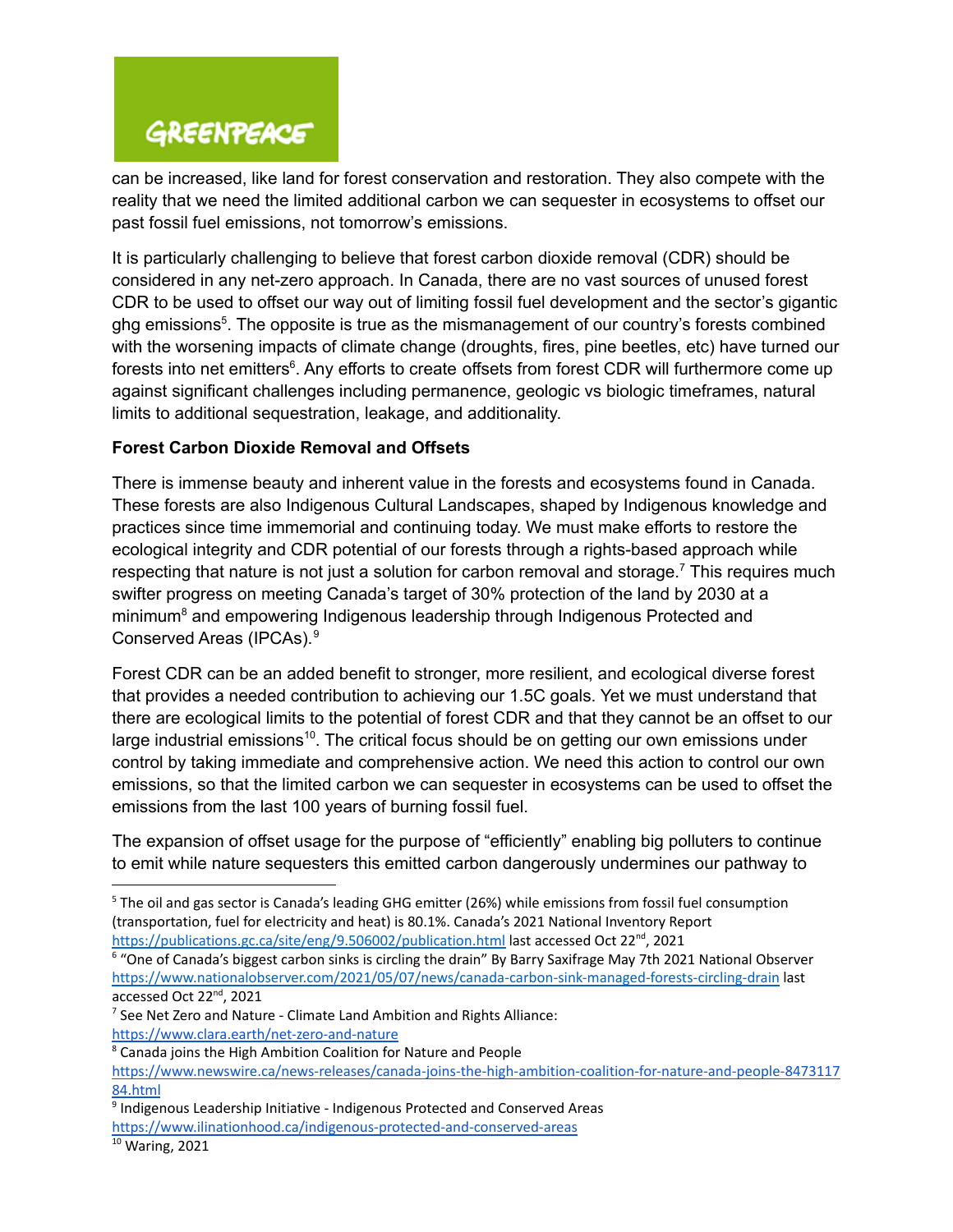can be increased, like land for forest conservation and restoration. They also compete with the reality that we need the limited additional carbon we can sequester in ecosystems to offset our past fossil fuel emissions, not tomorrow's emissions.

It is particularly challenging to believe that forest carbon dioxide removal (CDR) should be considered in any net-zero approach. In Canada, there are no vast sources of unused forest CDR to be used to offset our way out of limiting fossil fuel development and the sector's gigantic ghg emissions[5]. The opposite is true as the mismanagement of our country's forests combined with the worsening impacts of climate change (droughts, fires, pine beetles, etc) have turned our forests into net emitters[6]. Any efforts to create offsets from forest CDR will furthermore come up against significant challenges including permanence, geologic vs biologic timeframes, natural limits to additional sequestration, leakage, and additionality.

**Forest Carbon Dioxide Removal and Offsets**

There is immense beauty and inherent value in the forests and ecosystems found in Canada. These forests are also Indigenous Cultural Landscapes, shaped by Indigenous knowledge and practices since time immemorial and continuing today. We must make efforts to restore the ecological integrity and CDR potential of our forests through a rights-based approach while respecting that nature is not just a solution for carbon removal and storage.[7] This requires much swifter progress on meeting Canada's target of 30% protection of the land by 2030 at a minimum[8] and empowering Indigenous leadership through Indigenous Protected and Conserved Areas (IPCAs).[9]

Forest CDR can be an added benefit to stronger, more resilient, and ecological diverse forest that provides a needed contribution to achieving our 1.5C goals. Yet we must understand that there are ecological limits to the potential of forest CDR and that they cannot be an offset to our large industrial emissions[10]. The critical focus should be on getting our own emissions under control by taking immediate and comprehensive action. We need this action to control our own emissions, so that the limited carbon we can sequester in ecosystems can be used to offset the emissions from the last 100 years of burning fossil fuel.

The expansion of offset usage for the purpose of "efficiently" enabling big polluters to continue to emit while nature sequesters this emitted carbon dangerously undermines our pathway to

---

[5] The oil and gas sector is Canada's leading GHG emitter (26%) while emissions from fossil fuel consumption (transportation, fuel for electricity and heat) is 80.1%. Canada's 2021 National Inventory Report https://publications.gc.ca/site/eng/9.506002/publication.html last accessed Oct 22nd, 2021

[6] "One of Canada's biggest carbon sinks is circling the drain" By Barry Saxifrage May 7th 2021 National Observer https://www.nationalobserver.com/2021/05/07/news/canada-carbon-sink-managed-forests-circling-drain last accessed Oct 22nd, 2021

[7] See Net Zero and Nature - Climate Land Ambition and Rights Alliance: https://www.clara.earth/net-zero-and-nature

[8] Canada joins the High Ambition Coalition for Nature and People https://www.newswire.ca/news-releases/canada-joins-the-high-ambition-coalition-for-nature-and-people-847311784.html

[9] Indigenous Leadership Initiative - Indigenous Protected and Conserved Areas https://www.ilinationhood.ca/indigenous-protected-and-conserved-areas

[10] Waring, 2021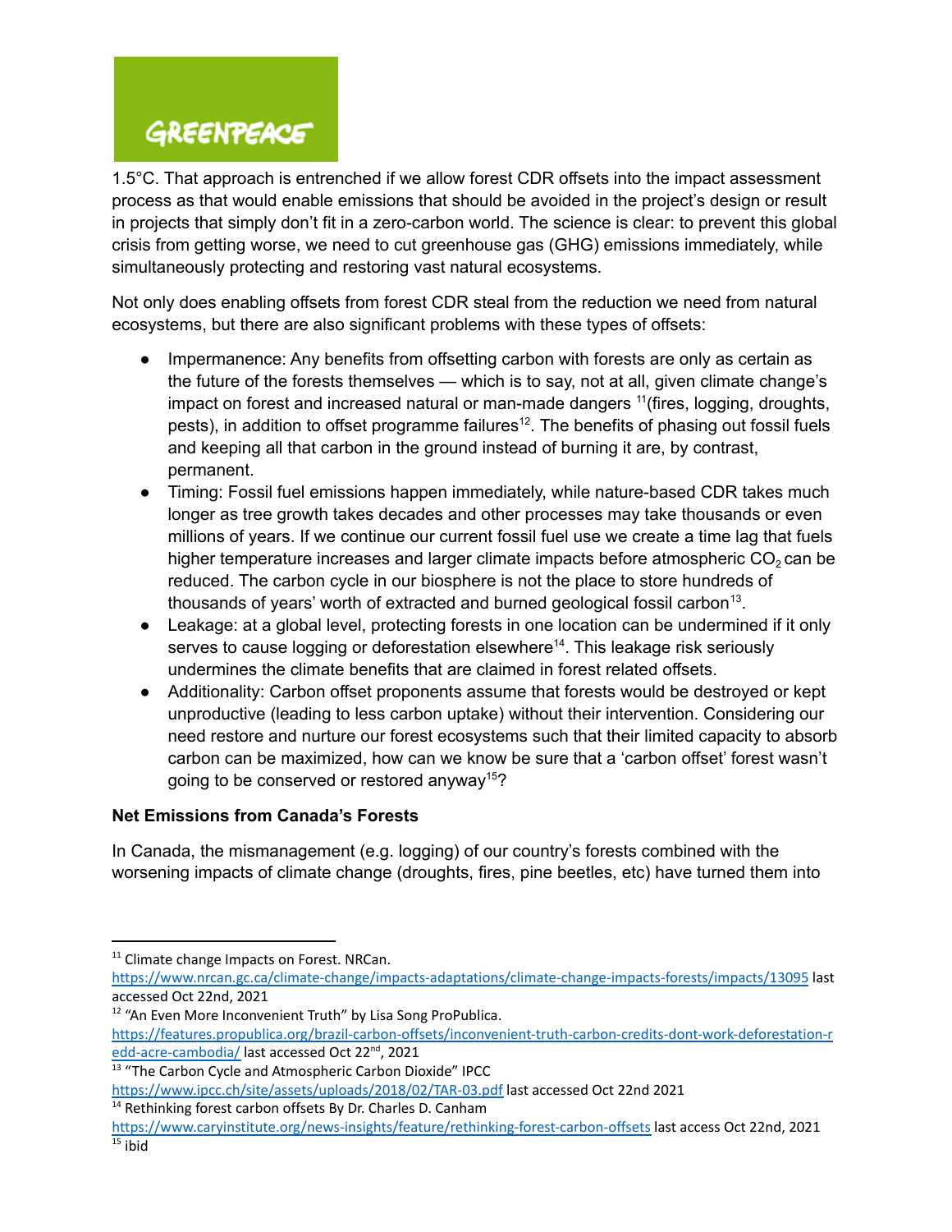1.5°C. That approach is entrenched if we allow forest CDR offsets into the impact assessment process as that would enable emissions that should be avoided in the project's design or result in projects that simply don't fit in a zero-carbon world. The science is clear: to prevent this global crisis from getting worse, we need to cut greenhouse gas (GHG) emissions immediately, while simultaneously protecting and restoring vast natural ecosystems.

Not only does enabling offsets from forest CDR steal from the reduction we need from natural ecosystems, but there are also significant problems with these types of offsets:

- Impermanence: Any benefits from offsetting carbon with forests are only as certain as the future of the forests themselves — which is to say, not at all, given climate change's impact on forest and increased natural or man-made dangers [11](fires, logging, droughts, pests), in addition to offset programme failures[12]. The benefits of phasing out fossil fuels and keeping all that carbon in the ground instead of burning it are, by contrast, permanent.
- Timing: Fossil fuel emissions happen immediately, while nature-based CDR takes much longer as tree growth takes decades and other processes may take thousands or even millions of years. If we continue our current fossil fuel use we create a time lag that fuels higher temperature increases and larger climate impacts before atmospheric $CO_2$ can be reduced. The carbon cycle in our biosphere is not the place to store hundreds of thousands of years' worth of extracted and burned geological fossil carbon[13].
- Leakage: at a global level, protecting forests in one location can be undermined if it only serves to cause logging or deforestation elsewhere[14]. This leakage risk seriously undermines the climate benefits that are claimed in forest related offsets.
- Additionality: Carbon offset proponents assume that forests would be destroyed or kept unproductive (leading to less carbon uptake) without their intervention. Considering our need restore and nurture our forest ecosystems such that their limited capacity to absorb carbon can be maximized, how can we know be sure that a 'carbon offset' forest wasn't going to be conserved or restored anyway[15]?

**Net Emissions from Canada's Forests**

In Canada, the mismanagement (e.g. logging) of our country's forests combined with the worsening impacts of climate change (droughts, fires, pine beetles, etc) have turned them into

---

[11] Climate change Impacts on Forest. NRCan. https://www.nrcan.gc.ca/climate-change/impacts-adaptations/climate-change-impacts-forests/impacts/13095 last accessed Oct 22nd, 2021

[12] "An Even More Inconvenient Truth" by Lisa Song ProPublica. https://features.propublica.org/brazil-carbon-offsets/inconvenient-truth-carbon-credits-dont-work-deforestation-redd-acre-cambodia/ last accessed Oct 22nd, 2021

[13] "The Carbon Cycle and Atmospheric Carbon Dioxide" IPCC https://www.ipcc.ch/site/assets/uploads/2018/02/TAR-03.pdf last accessed Oct 22nd 2021

[14] Rethinking forest carbon offsets By Dr. Charles D. Canham https://www.caryinstitute.org/news-insights/feature/rethinking-forest-carbon-offsets last access Oct 22nd, 2021

[15] ibid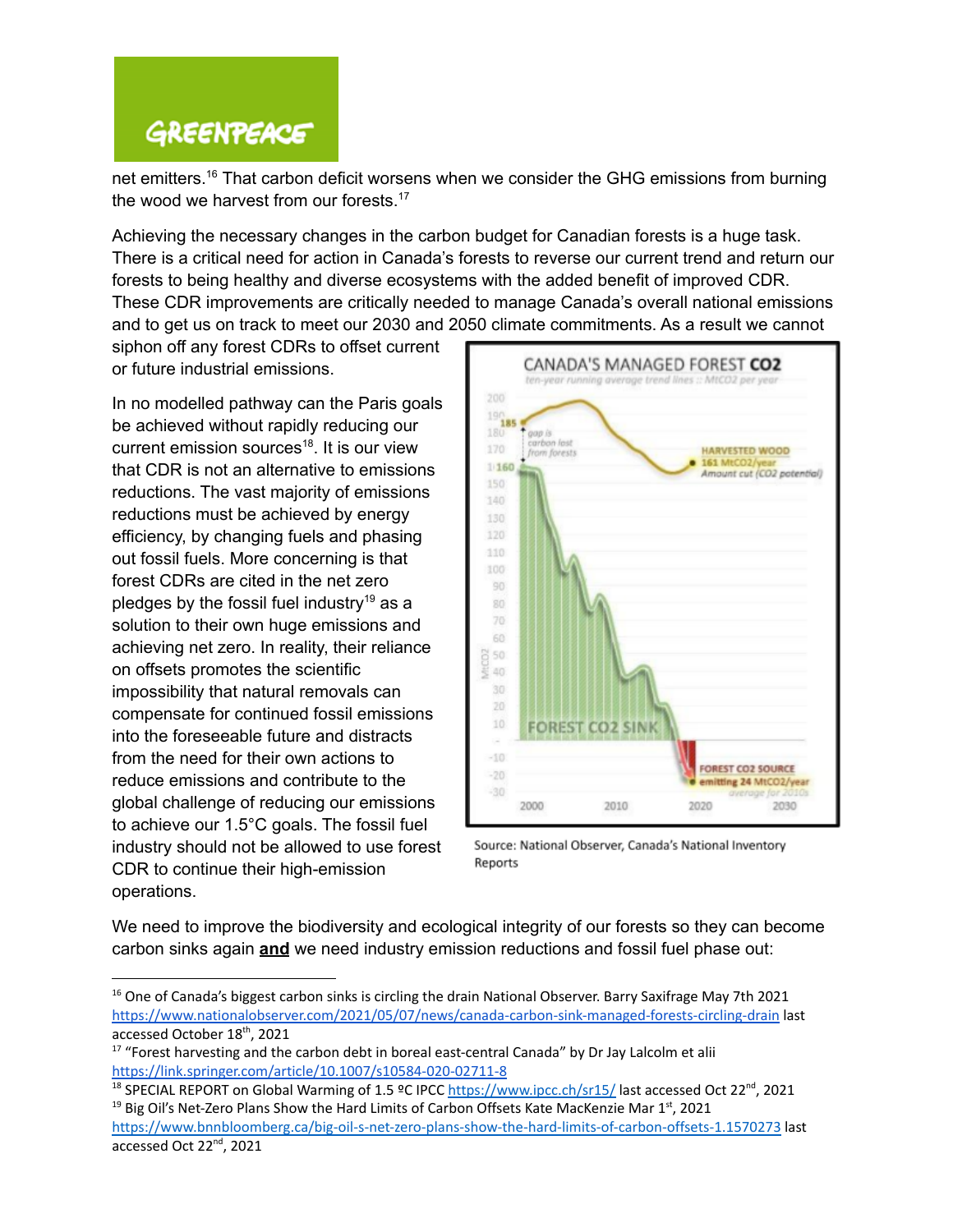net emitters.[16] That carbon deficit worsens when we consider the GHG emissions from burning the wood we harvest from our forests.[17]

Achieving the necessary changes in the carbon budget for Canadian forests is a huge task. There is a critical need for action in Canada's forests to reverse our current trend and return our forests to being healthy and diverse ecosystems with the added benefit of improved CDR. These CDR improvements are critically needed to manage Canada's overall national emissions and to get us on track to meet our 2030 and 2050 climate commitments. As a result we cannot siphon off any forest CDRs to offset current or future industrial emissions.

In no modelled pathway can the Paris goals be achieved without rapidly reducing our current emission sources[18]. It is our view that CDR is not an alternative to emissions reductions. The vast majority of emissions reductions must be achieved by energy efficiency, by changing fuels and phasing out fossil fuels. More concerning is that forest CDRs are cited in the net zero pledges by the fossil fuel industry[19] as a solution to their own huge emissions and achieving net zero. In reality, their reliance on offsets promotes the scientific impossibility that natural removals can compensate for continued fossil emissions into the foreseeable future and distracts from the need for their own actions to reduce emissions and contribute to the global challenge of reducing our emissions to achieve our 1.5°C goals. The fossil fuel industry should not be allowed to use forest CDR to continue their high-emission operations.

Source: National Observer, Canada's National Inventory Reports

We need to improve the biodiversity and ecological integrity of our forests so they can become carbon sinks again **and** we need industry emission reductions and fossil fuel phase out:

---

[16] One of Canada's biggest carbon sinks is circling the drain National Observer. Barry Saxifrage May 7th 2021 https://www.nationalobserver.com/2021/05/07/news/canada-carbon-sink-managed-forests-circling-drain last accessed October 18th, 2021

[17] "Forest harvesting and the carbon debt in boreal east-central Canada" by Dr Jay Lalcolm et alii https://link.springer.com/article/10.1007/s10584-020-02711-8

[18] SPECIAL REPORT on Global Warming of 1.5 ºC IPCC https://www.ipcc.ch/sr15/ last accessed Oct 22nd, 2021

[19] Big Oil's Net-Zero Plans Show the Hard Limits of Carbon Offsets Kate MacKenzie Mar 1st, 2021 https://www.bnnbloomberg.ca/big-oil-s-net-zero-plans-show-the-hard-limits-of-carbon-offsets-1.1570273 last accessed Oct 22nd, 2021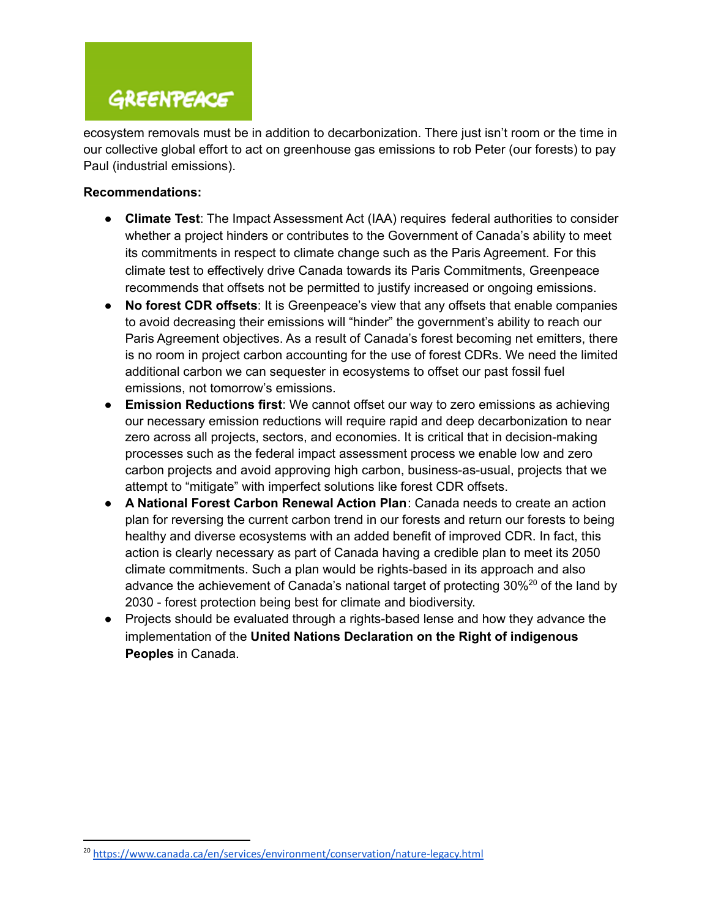ecosystem removals must be in addition to decarbonization. There just isn't room or the time in our collective global effort to act on greenhouse gas emissions to rob Peter (our forests) to pay Paul (industrial emissions).

**Recommendations:**

- **Climate Test**: The Impact Assessment Act (IAA) requires federal authorities to consider whether a project hinders or contributes to the Government of Canada's ability to meet its commitments in respect to climate change such as the Paris Agreement. For this climate test to effectively drive Canada towards its Paris Commitments, Greenpeace recommends that offsets not be permitted to justify increased or ongoing emissions.
- **No forest CDR offsets**: It is Greenpeace's view that any offsets that enable companies to avoid decreasing their emissions will "hinder" the government's ability to reach our Paris Agreement objectives. As a result of Canada's forest becoming net emitters, there is no room in project carbon accounting for the use of forest CDRs. We need the limited additional carbon we can sequester in ecosystems to offset our past fossil fuel emissions, not tomorrow's emissions.
- **Emission Reductions first**: We cannot offset our way to zero emissions as achieving our necessary emission reductions will require rapid and deep decarbonization to near zero across all projects, sectors, and economies. It is critical that in decision-making processes such as the federal impact assessment process we enable low and zero carbon projects and avoid approving high carbon, business-as-usual, projects that we attempt to "mitigate" with imperfect solutions like forest CDR offsets.
- **A National Forest Carbon Renewal Action Plan**: Canada needs to create an action plan for reversing the current carbon trend in our forests and return our forests to being healthy and diverse ecosystems with an added benefit of improved CDR. In fact, this action is clearly necessary as part of Canada having a credible plan to meet its 2050 climate commitments. Such a plan would be rights-based in its approach and also advance the achievement of Canada's national target of protecting 30%[20] of the land by 2030 - forest protection being best for climate and biodiversity.
- Projects should be evaluated through a rights-based lense and how they advance the implementation of the **United Nations Declaration on the Right of indigenous Peoples** in Canada.

[20] https://www.canada.ca/en/services/environment/conservation/nature-legacy.html